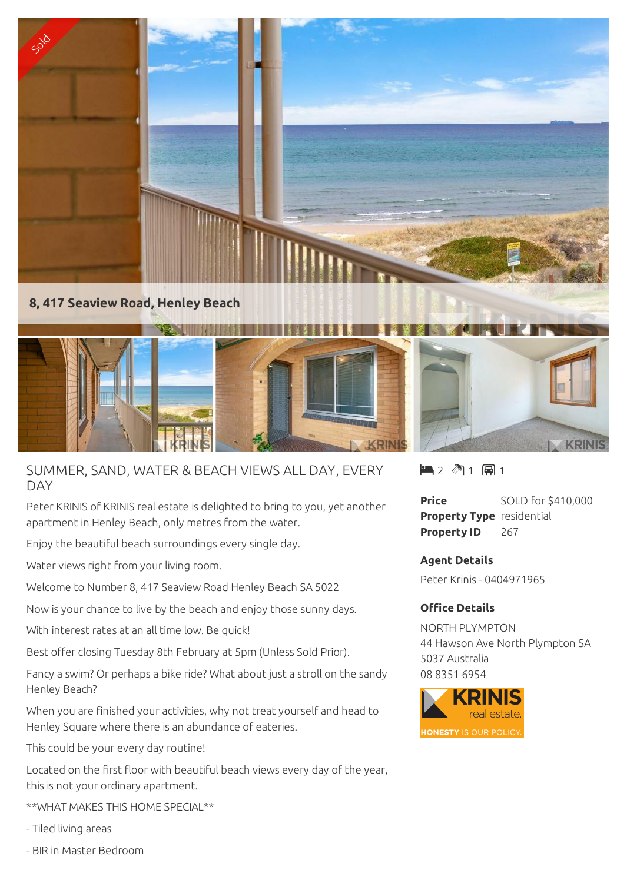Sold

**8, 417 Seaview Road, Henley Beach**

# SUMMER, SAND, WATER & BEACH VIEWS ALL DAY, EVERY DAY

Peter KRINIS of KRINIS real estate is delighted to bring to you, yet another apartment in Henley Beach, only metres from the water.

Enjoy the beautiful beach surroundings every single day.

Water views right from your living room.

Welcome to Number 8, 417 Seaview Road Henley Beach SA 5022

Now is your chance to live by the beach and enjoy those sunny days.

With interest rates at an all time low. Be quick!

Best offer closing Tuesday 8th February at 5pm (Unless Sold Prior).

Fancy a swim? Or perhaps a bike ride? What about just a stroll on the sandy Henley Beach?

When you are finished your activities, why not treat yourself and head to Henley Square where there is an abundance of eateries.

This could be your every day routine!

Located on the first floor with beautiful beach views every day of the year, this is not your ordinary apartment.

**WHAT MAKES THIS HOME SPECIAL**

- Tiled living areas

- BIR in Master Bedroom

2 1 1

| | |
|---|---|
| **Price** | SOLD for $410,000 |
| **Property Type** | residential |
| **Property ID** | 267 |

**Agent Details**

Peter Krinis - 0404971965

**Office Details**

NORTH PLYMPTON
44 Hawson Ave North Plympton SA 5037 Australia
08 8351 6954

KRINIS real estate. HONESTY IS OUR POLICY.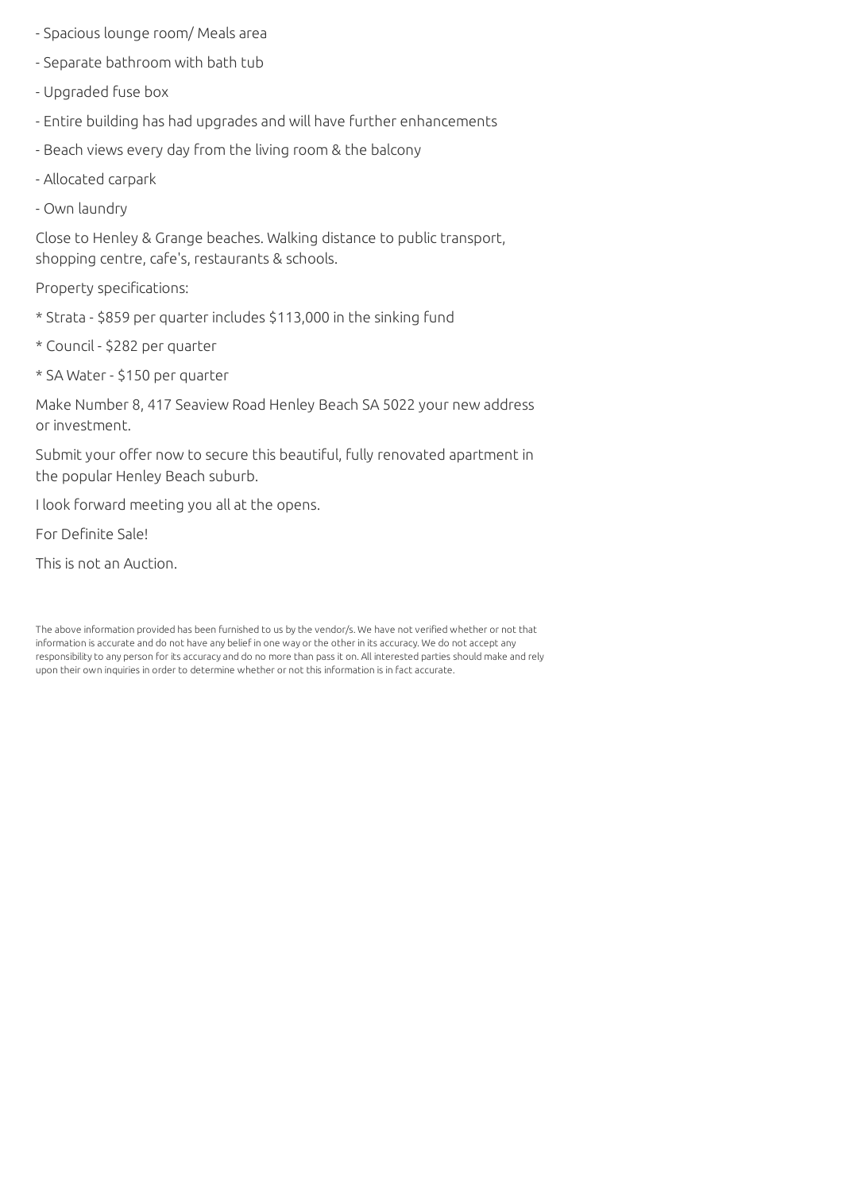- Spacious lounge room/ Meals area
- Separate bathroom with bath tub
- Upgraded fuse box
- Entire building has had upgrades and will have further enhancements
- Beach views every day from the living room & the balcony
- Allocated carpark
- Own laundry

Close to Henley & Grange beaches. Walking distance to public transport, shopping centre, cafe's, restaurants & schools.

Property specifications:

* Strata - $859 per quarter includes $113,000 in the sinking fund
* Council - $282 per quarter
* SA Water - $150 per quarter

Make Number 8, 417 Seaview Road Henley Beach SA 5022 your new address or investment.

Submit your offer now to secure this beautiful, fully renovated apartment in the popular Henley Beach suburb.

I look forward meeting you all at the opens.

For Definite Sale!

This is not an Auction.

The above information provided has been furnished to us by the vendor/s. We have not verified whether or not that information is accurate and do not have any belief in one way or the other in its accuracy. We do not accept any responsibility to any person for its accuracy and do no more than pass it on. All interested parties should make and rely upon their own inquiries in order to determine whether or not this information is in fact accurate.